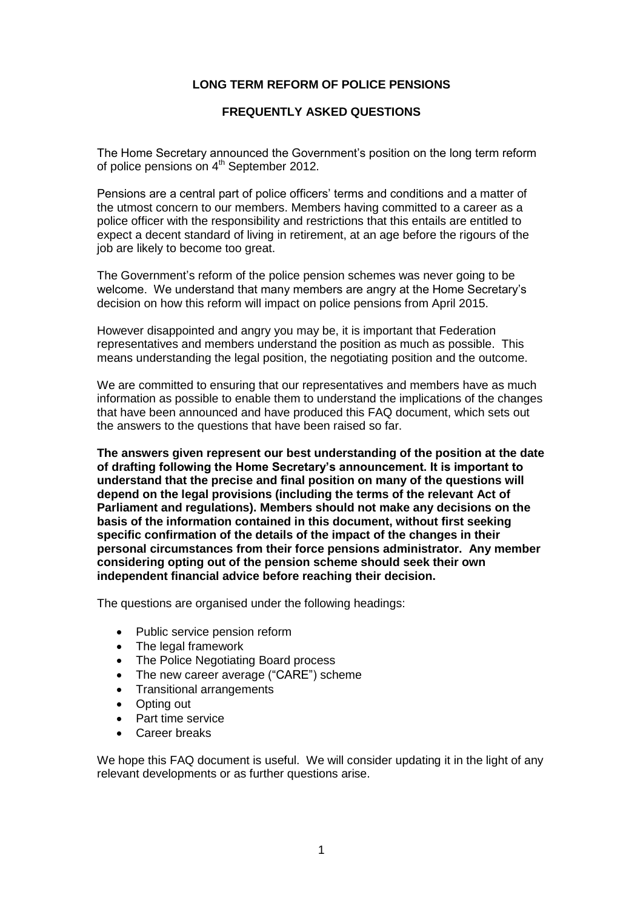# LONG TERM REFORM OF POLICE PENSIONS

## FREQUENTLY ASKED QUESTIONS

The Home Secretary announced the Government's position on the long term reform of police pensions on 4th September 2012.

Pensions are a central part of police officers' terms and conditions and a matter of the utmost concern to our members. Members having committed to a career as a police officer with the responsibility and restrictions that this entails are entitled to expect a decent standard of living in retirement, at an age before the rigours of the job are likely to become too great.

The Government's reform of the police pension schemes was never going to be welcome. We understand that many members are angry at the Home Secretary's decision on how this reform will impact on police pensions from April 2015.

However disappointed and angry you may be, it is important that Federation representatives and members understand the position as much as possible. This means understanding the legal position, the negotiating position and the outcome.

We are committed to ensuring that our representatives and members have as much information as possible to enable them to understand the implications of the changes that have been announced and have produced this FAQ document, which sets out the answers to the questions that have been raised so far.

**The answers given represent our best understanding of the position at the date of drafting following the Home Secretary's announcement. It is important to understand that the precise and final position on many of the questions will depend on the legal provisions (including the terms of the relevant Act of Parliament and regulations). Members should not make any decisions on the basis of the information contained in this document, without first seeking specific confirmation of the details of the impact of the changes in their personal circumstances from their force pensions administrator. Any member considering opting out of the pension scheme should seek their own independent financial advice before reaching their decision.**

The questions are organised under the following headings:

- Public service pension reform
- The legal framework
- The Police Negotiating Board process
- The new career average ("CARE") scheme
- Transitional arrangements
- Opting out
- Part time service
- Career breaks

We hope this FAQ document is useful. We will consider updating it in the light of any relevant developments or as further questions arise.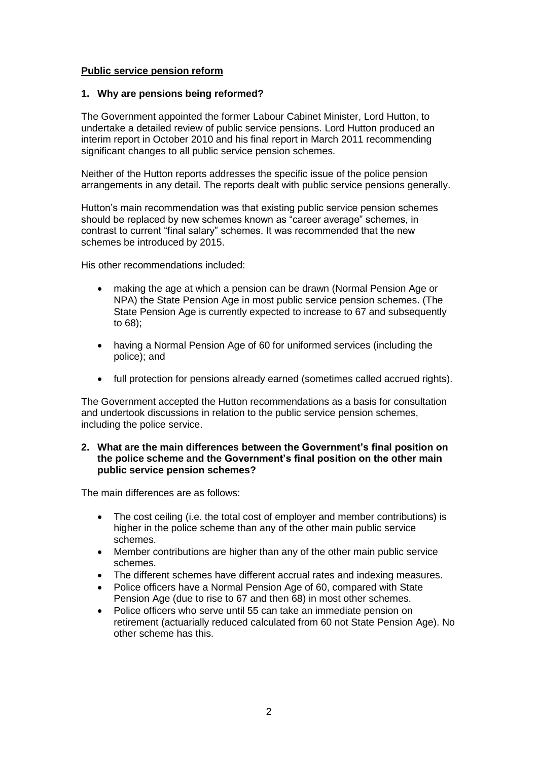**Public service pension reform**

### 1. Why are pensions being reformed?

The Government appointed the former Labour Cabinet Minister, Lord Hutton, to undertake a detailed review of public service pensions. Lord Hutton produced an interim report in October 2010 and his final report in March 2011 recommending significant changes to all public service pension schemes.

Neither of the Hutton reports addresses the specific issue of the police pension arrangements in any detail. The reports dealt with public service pensions generally.

Hutton's main recommendation was that existing public service pension schemes should be replaced by new schemes known as "career average" schemes, in contrast to current "final salary" schemes. It was recommended that the new schemes be introduced by 2015.

His other recommendations included:

- making the age at which a pension can be drawn (Normal Pension Age or NPA) the State Pension Age in most public service pension schemes. (The State Pension Age is currently expected to increase to 67 and subsequently to 68);
- having a Normal Pension Age of 60 for uniformed services (including the police); and
- full protection for pensions already earned (sometimes called accrued rights).

The Government accepted the Hutton recommendations as a basis for consultation and undertook discussions in relation to the public service pension schemes, including the police service.

### 2. What are the main differences between the Government's final position on the police scheme and the Government's final position on the other main public service pension schemes?

The main differences are as follows:

- The cost ceiling (i.e. the total cost of employer and member contributions) is higher in the police scheme than any of the other main public service schemes.
- Member contributions are higher than any of the other main public service schemes.
- The different schemes have different accrual rates and indexing measures.
- Police officers have a Normal Pension Age of 60, compared with State Pension Age (due to rise to 67 and then 68) in most other schemes.
- Police officers who serve until 55 can take an immediate pension on retirement (actuarially reduced calculated from 60 not State Pension Age). No other scheme has this.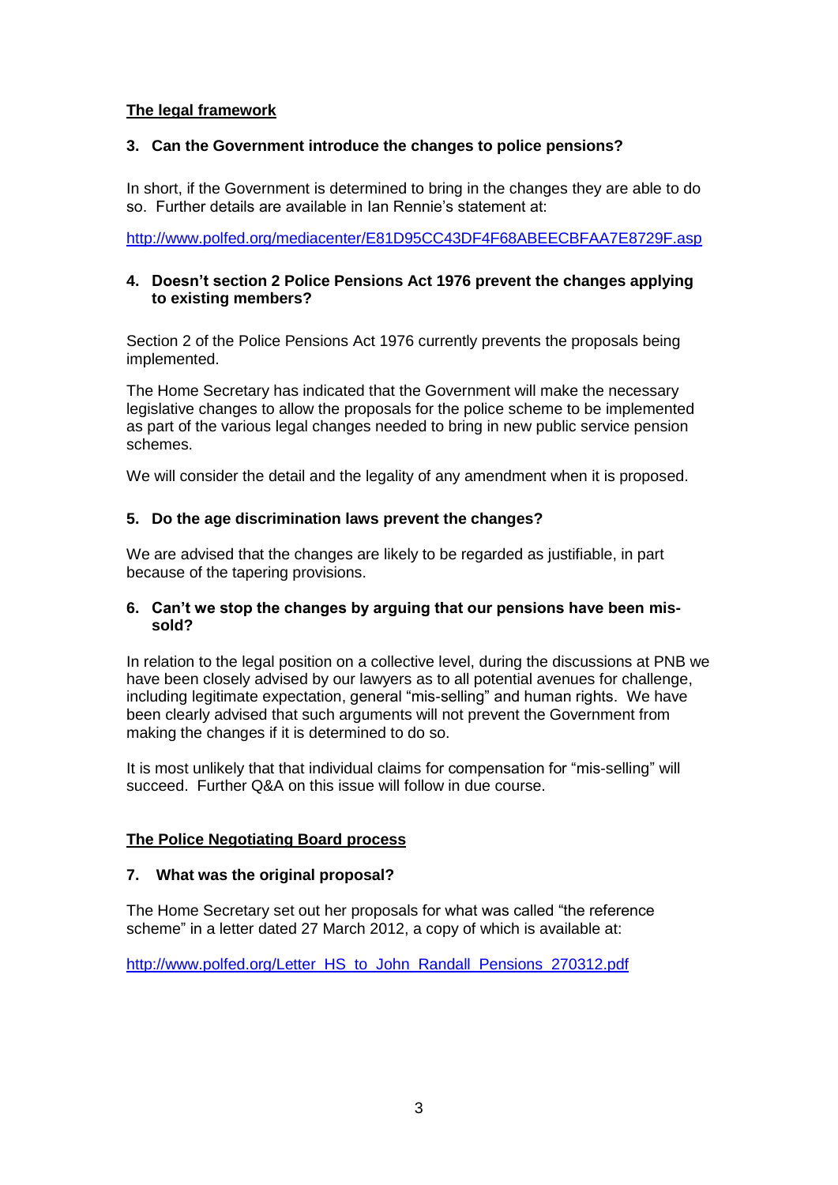## The legal framework

### 3. Can the Government introduce the changes to police pensions?

In short, if the Government is determined to bring in the changes they are able to do so. Further details are available in Ian Rennie's statement at:

http://www.polfed.org/mediacenter/E81D95CC43DF4F68ABEECBFAA7E8729F.asp

### 4. Doesn't section 2 Police Pensions Act 1976 prevent the changes applying to existing members?

Section 2 of the Police Pensions Act 1976 currently prevents the proposals being implemented.

The Home Secretary has indicated that the Government will make the necessary legislative changes to allow the proposals for the police scheme to be implemented as part of the various legal changes needed to bring in new public service pension schemes.

We will consider the detail and the legality of any amendment when it is proposed.

### 5. Do the age discrimination laws prevent the changes?

We are advised that the changes are likely to be regarded as justifiable, in part because of the tapering provisions.

### 6. Can't we stop the changes by arguing that our pensions have been mis-sold?

In relation to the legal position on a collective level, during the discussions at PNB we have been closely advised by our lawyers as to all potential avenues for challenge, including legitimate expectation, general "mis-selling" and human rights. We have been clearly advised that such arguments will not prevent the Government from making the changes if it is determined to do so.

It is most unlikely that that individual claims for compensation for "mis-selling" will succeed. Further Q&A on this issue will follow in due course.

## The Police Negotiating Board process

### 7. What was the original proposal?

The Home Secretary set out her proposals for what was called "the reference scheme" in a letter dated 27 March 2012, a copy of which is available at:

http://www.polfed.org/Letter_HS_to_John_Randall_Pensions_270312.pdf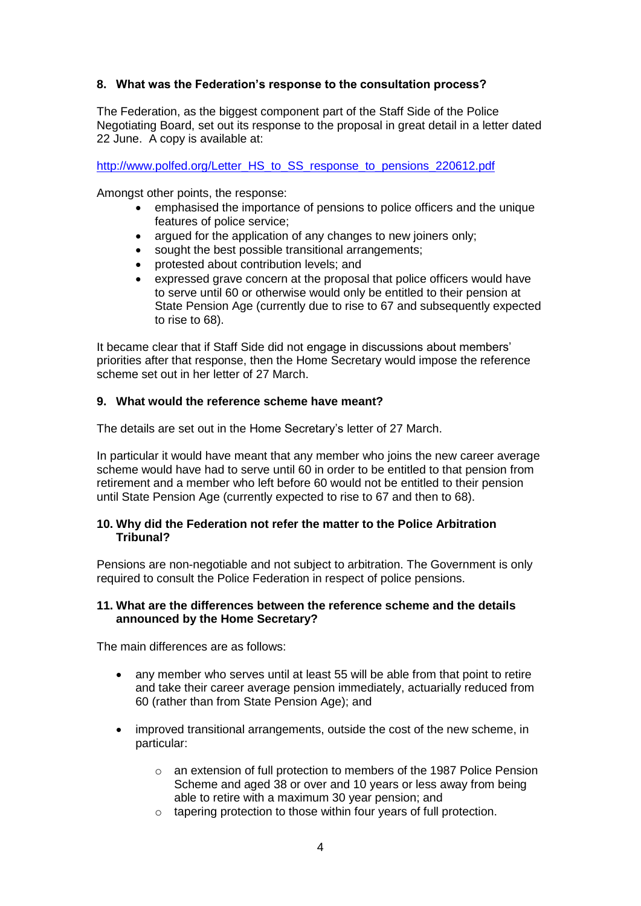### 8. What was the Federation's response to the consultation process?

The Federation, as the biggest component part of the Staff Side of the Police Negotiating Board, set out its response to the proposal in great detail in a letter dated 22 June. A copy is available at:

http://www.polfed.org/Letter_HS_to_SS_response_to_pensions_220612.pdf

Amongst other points, the response:

- emphasised the importance of pensions to police officers and the unique features of police service;
- argued for the application of any changes to new joiners only;
- sought the best possible transitional arrangements;
- protested about contribution levels; and
- expressed grave concern at the proposal that police officers would have to serve until 60 or otherwise would only be entitled to their pension at State Pension Age (currently due to rise to 67 and subsequently expected to rise to 68).

It became clear that if Staff Side did not engage in discussions about members' priorities after that response, then the Home Secretary would impose the reference scheme set out in her letter of 27 March.

### 9. What would the reference scheme have meant?

The details are set out in the Home Secretary's letter of 27 March.

In particular it would have meant that any member who joins the new career average scheme would have had to serve until 60 in order to be entitled to that pension from retirement and a member who left before 60 would not be entitled to their pension until State Pension Age (currently expected to rise to 67 and then to 68).

### 10. Why did the Federation not refer the matter to the Police Arbitration Tribunal?

Pensions are non-negotiable and not subject to arbitration. The Government is only required to consult the Police Federation in respect of police pensions.

### 11. What are the differences between the reference scheme and the details announced by the Home Secretary?

The main differences are as follows:

- any member who serves until at least 55 will be able from that point to retire and take their career average pension immediately, actuarially reduced from 60 (rather than from State Pension Age); and
- improved transitional arrangements, outside the cost of the new scheme, in particular:
  - an extension of full protection to members of the 1987 Police Pension Scheme and aged 38 or over and 10 years or less away from being able to retire with a maximum 30 year pension; and
  - tapering protection to those within four years of full protection.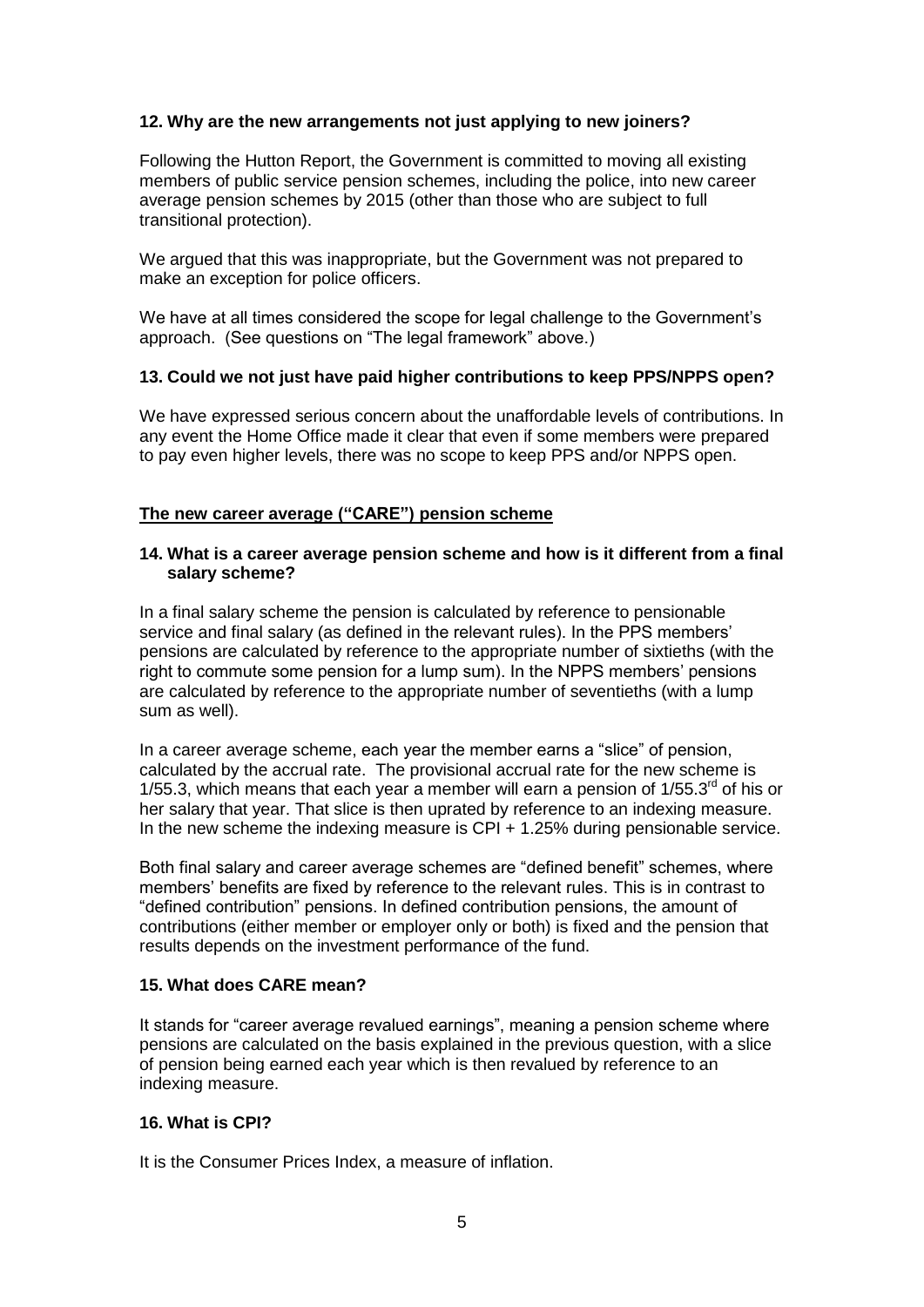**12. Why are the new arrangements not just applying to new joiners?**

Following the Hutton Report, the Government is committed to moving all existing members of public service pension schemes, including the police, into new career average pension schemes by 2015 (other than those who are subject to full transitional protection).

We argued that this was inappropriate, but the Government was not prepared to make an exception for police officers.

We have at all times considered the scope for legal challenge to the Government's approach. (See questions on "The legal framework" above.)

**13. Could we not just have paid higher contributions to keep PPS/NPPS open?**

We have expressed serious concern about the unaffordable levels of contributions. In any event the Home Office made it clear that even if some members were prepared to pay even higher levels, there was no scope to keep PPS and/or NPPS open.

## The new career average ("CARE") pension scheme

**14. What is a career average pension scheme and how is it different from a final salary scheme?**

In a final salary scheme the pension is calculated by reference to pensionable service and final salary (as defined in the relevant rules). In the PPS members' pensions are calculated by reference to the appropriate number of sixtieths (with the right to commute some pension for a lump sum). In the NPPS members' pensions are calculated by reference to the appropriate number of seventieths (with a lump sum as well).

In a career average scheme, each year the member earns a "slice" of pension, calculated by the accrual rate. The provisional accrual rate for the new scheme is 1/55.3, which means that each year a member will earn a pension of 1/55.3rd of his or her salary that year. That slice is then uprated by reference to an indexing measure. In the new scheme the indexing measure is CPI + 1.25% during pensionable service.

Both final salary and career average schemes are "defined benefit" schemes, where members' benefits are fixed by reference to the relevant rules. This is in contrast to "defined contribution" pensions. In defined contribution pensions, the amount of contributions (either member or employer only or both) is fixed and the pension that results depends on the investment performance of the fund.

**15. What does CARE mean?**

It stands for "career average revalued earnings", meaning a pension scheme where pensions are calculated on the basis explained in the previous question, with a slice of pension being earned each year which is then revalued by reference to an indexing measure.

**16. What is CPI?**

It is the Consumer Prices Index, a measure of inflation.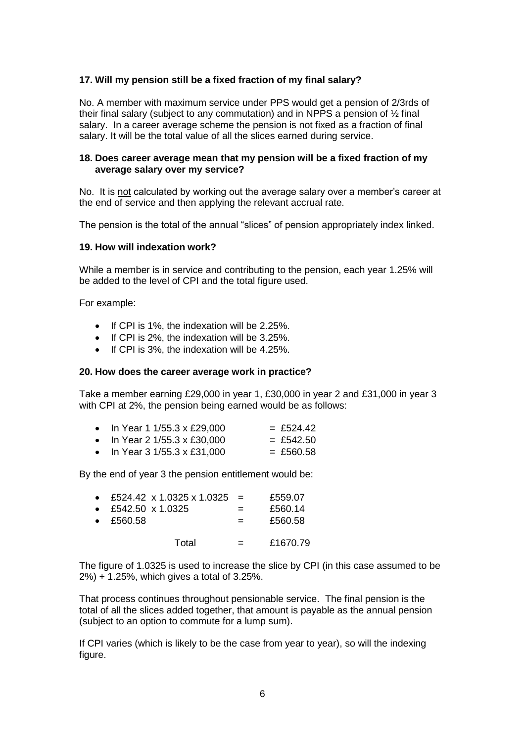**17. Will my pension still be a fixed fraction of my final salary?**

No. A member with maximum service under PPS would get a pension of 2/3rds of their final salary (subject to any commutation) and in NPPS a pension of ½ final salary. In a career average scheme the pension is not fixed as a fraction of final salary. It will be the total value of all the slices earned during service.

**18. Does career average mean that my pension will be a fixed fraction of my average salary over my service?**

No. It is not calculated by working out the average salary over a member's career at the end of service and then applying the relevant accrual rate.

The pension is the total of the annual "slices" of pension appropriately index linked.

**19. How will indexation work?**

While a member is in service and contributing to the pension, each year 1.25% will be added to the level of CPI and the total figure used.

For example:

- If CPI is 1%, the indexation will be 2.25%.
- If CPI is 2%, the indexation will be 3.25%.
- If CPI is 3%, the indexation will be 4.25%.

**20. How does the career average work in practice?**

Take a member earning £29,000 in year 1, £30,000 in year 2 and £31,000 in year 3 with CPI at 2%, the pension being earned would be as follows:

- In Year 1 1/55.3 x £29,000 = £524.42
- In Year 2 1/55.3 x £30,000 = £542.50
- In Year 3 1/55.3 x £31,000 = £560.58

By the end of year 3 the pension entitlement would be:

- £524.42 x 1.0325 x 1.0325 = £559.07
- £542.50 x 1.0325 = £560.14
- £560.58 = £560.58

Total = £1670.79

The figure of 1.0325 is used to increase the slice by CPI (in this case assumed to be 2%) + 1.25%, which gives a total of 3.25%.

That process continues throughout pensionable service. The final pension is the total of all the slices added together, that amount is payable as the annual pension (subject to an option to commute for a lump sum).

If CPI varies (which is likely to be the case from year to year), so will the indexing figure.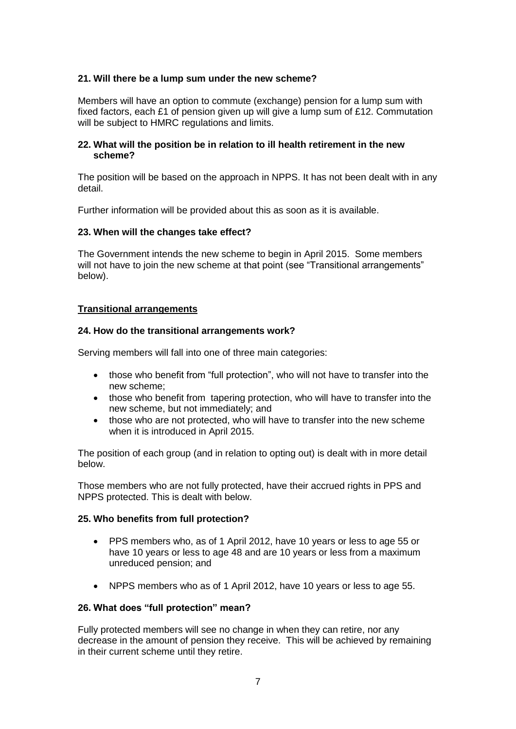**21. Will there be a lump sum under the new scheme?**

Members will have an option to commute (exchange) pension for a lump sum with fixed factors, each £1 of pension given up will give a lump sum of £12. Commutation will be subject to HMRC regulations and limits.

**22. What will the position be in relation to ill health retirement in the new scheme?**

The position will be based on the approach in NPPS. It has not been dealt with in any detail.

Further information will be provided about this as soon as it is available.

**23. When will the changes take effect?**

The Government intends the new scheme to begin in April 2015. Some members will not have to join the new scheme at that point (see "Transitional arrangements" below).

## Transitional arrangements

**24. How do the transitional arrangements work?**

Serving members will fall into one of three main categories:

- those who benefit from "full protection", who will not have to transfer into the new scheme;
- those who benefit from tapering protection, who will have to transfer into the new scheme, but not immediately; and
- those who are not protected, who will have to transfer into the new scheme when it is introduced in April 2015.

The position of each group (and in relation to opting out) is dealt with in more detail below.

Those members who are not fully protected, have their accrued rights in PPS and NPPS protected. This is dealt with below.

**25. Who benefits from full protection?**

- PPS members who, as of 1 April 2012, have 10 years or less to age 55 or have 10 years or less to age 48 and are 10 years or less from a maximum unreduced pension; and
- NPPS members who as of 1 April 2012, have 10 years or less to age 55.

**26. What does "full protection" mean?**

Fully protected members will see no change in when they can retire, nor any decrease in the amount of pension they receive. This will be achieved by remaining in their current scheme until they retire.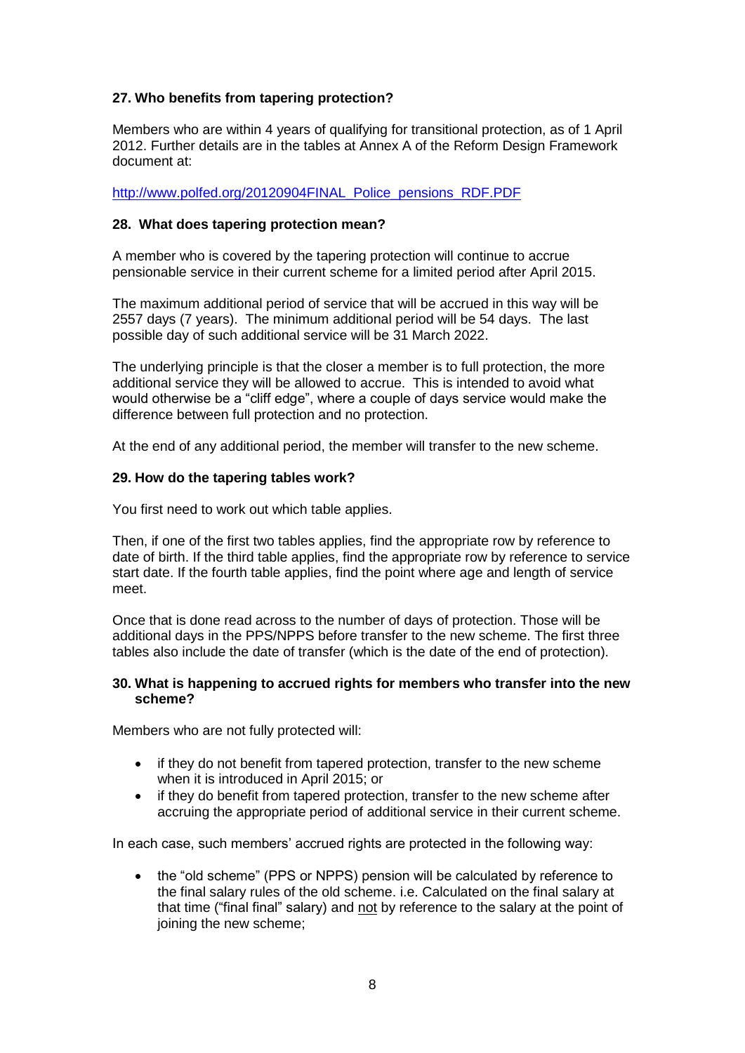**27. Who benefits from tapering protection?**

Members who are within 4 years of qualifying for transitional protection, as of 1 April 2012. Further details are in the tables at Annex A of the Reform Design Framework document at:

http://www.polfed.org/20120904FINAL_Police_pensions_RDF.PDF

**28. What does tapering protection mean?**

A member who is covered by the tapering protection will continue to accrue pensionable service in their current scheme for a limited period after April 2015.

The maximum additional period of service that will be accrued in this way will be 2557 days (7 years). The minimum additional period will be 54 days. The last possible day of such additional service will be 31 March 2022.

The underlying principle is that the closer a member is to full protection, the more additional service they will be allowed to accrue. This is intended to avoid what would otherwise be a "cliff edge", where a couple of days service would make the difference between full protection and no protection.

At the end of any additional period, the member will transfer to the new scheme.

**29. How do the tapering tables work?**

You first need to work out which table applies.

Then, if one of the first two tables applies, find the appropriate row by reference to date of birth. If the third table applies, find the appropriate row by reference to service start date. If the fourth table applies, find the point where age and length of service meet.

Once that is done read across to the number of days of protection. Those will be additional days in the PPS/NPPS before transfer to the new scheme. The first three tables also include the date of transfer (which is the date of the end of protection).

**30. What is happening to accrued rights for members who transfer into the new scheme?**

Members who are not fully protected will:

- if they do not benefit from tapered protection, transfer to the new scheme when it is introduced in April 2015; or
- if they do benefit from tapered protection, transfer to the new scheme after accruing the appropriate period of additional service in their current scheme.

In each case, such members' accrued rights are protected in the following way:

- the "old scheme" (PPS or NPPS) pension will be calculated by reference to the final salary rules of the old scheme. i.e. Calculated on the final salary at that time ("final final" salary) and not by reference to the salary at the point of joining the new scheme;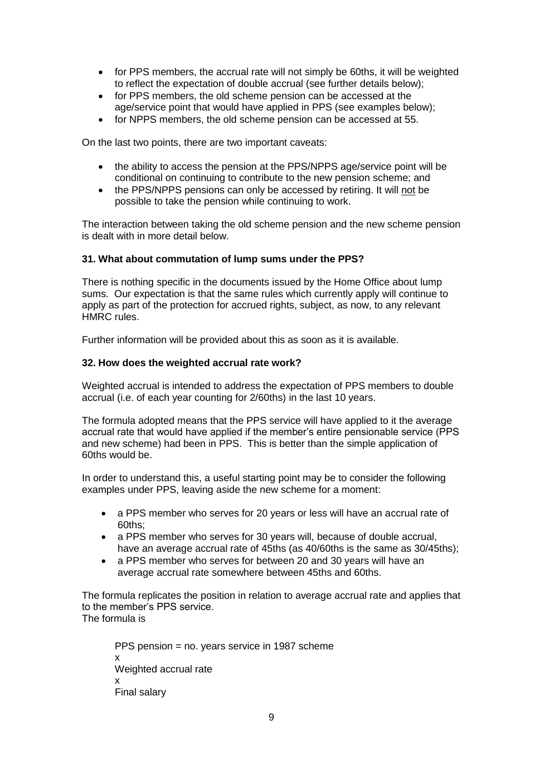- for PPS members, the accrual rate will not simply be 60ths, it will be weighted to reflect the expectation of double accrual (see further details below);
- for PPS members, the old scheme pension can be accessed at the age/service point that would have applied in PPS (see examples below);
- for NPPS members, the old scheme pension can be accessed at 55.

On the last two points, there are two important caveats:

- the ability to access the pension at the PPS/NPPS age/service point will be conditional on continuing to contribute to the new pension scheme; and
- the PPS/NPPS pensions can only be accessed by retiring. It will <u>not</u> be possible to take the pension while continuing to work.

The interaction between taking the old scheme pension and the new scheme pension is dealt with in more detail below.

**31. What about commutation of lump sums under the PPS?**

There is nothing specific in the documents issued by the Home Office about lump sums. Our expectation is that the same rules which currently apply will continue to apply as part of the protection for accrued rights, subject, as now, to any relevant HMRC rules.

Further information will be provided about this as soon as it is available.

**32. How does the weighted accrual rate work?**

Weighted accrual is intended to address the expectation of PPS members to double accrual (i.e. of each year counting for 2/60ths) in the last 10 years.

The formula adopted means that the PPS service will have applied to it the average accrual rate that would have applied if the member's entire pensionable service (PPS and new scheme) had been in PPS. This is better than the simple application of 60ths would be.

In order to understand this, a useful starting point may be to consider the following examples under PPS, leaving aside the new scheme for a moment:

- a PPS member who serves for 20 years or less will have an accrual rate of 60ths;
- a PPS member who serves for 30 years will, because of double accrual, have an average accrual rate of 45ths (as 40/60ths is the same as 30/45ths);
- a PPS member who serves for between 20 and 30 years will have an average accrual rate somewhere between 45ths and 60ths.

The formula replicates the position in relation to average accrual rate and applies that to the member's PPS service.
The formula is

> PPS pension = no. years service in 1987 scheme
> x
> Weighted accrual rate
> x
> Final salary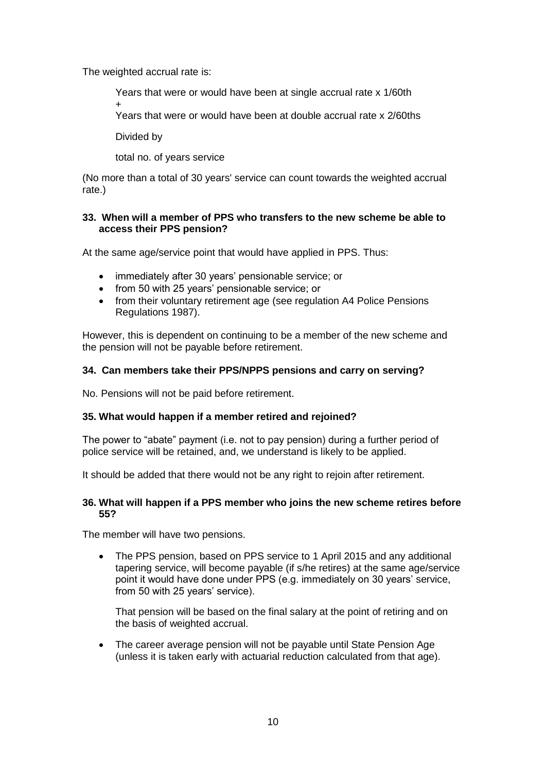The weighted accrual rate is:

> Years that were or would have been at single accrual rate x 1/60th
> +
> Years that were or would have been at double accrual rate x 2/60ths
>
> Divided by
>
> total no. of years service

(No more than a total of 30 years' service can count towards the weighted accrual rate.)

**33. When will a member of PPS who transfers to the new scheme be able to access their PPS pension?**

At the same age/service point that would have applied in PPS. Thus:

- immediately after 30 years' pensionable service; or
- from 50 with 25 years' pensionable service; or
- from their voluntary retirement age (see regulation A4 Police Pensions Regulations 1987).

However, this is dependent on continuing to be a member of the new scheme and the pension will not be payable before retirement.

**34. Can members take their PPS/NPPS pensions and carry on serving?**

No. Pensions will not be paid before retirement.

**35. What would happen if a member retired and rejoined?**

The power to "abate" payment (i.e. not to pay pension) during a further period of police service will be retained, and, we understand is likely to be applied.

It should be added that there would not be any right to rejoin after retirement.

**36. What will happen if a PPS member who joins the new scheme retires before 55?**

The member will have two pensions.

- The PPS pension, based on PPS service to 1 April 2015 and any additional tapering service, will become payable (if s/he retires) at the same age/service point it would have done under PPS (e.g. immediately on 30 years' service, from 50 with 25 years' service).

  That pension will be based on the final salary at the point of retiring and on the basis of weighted accrual.

- The career average pension will not be payable until State Pension Age (unless it is taken early with actuarial reduction calculated from that age).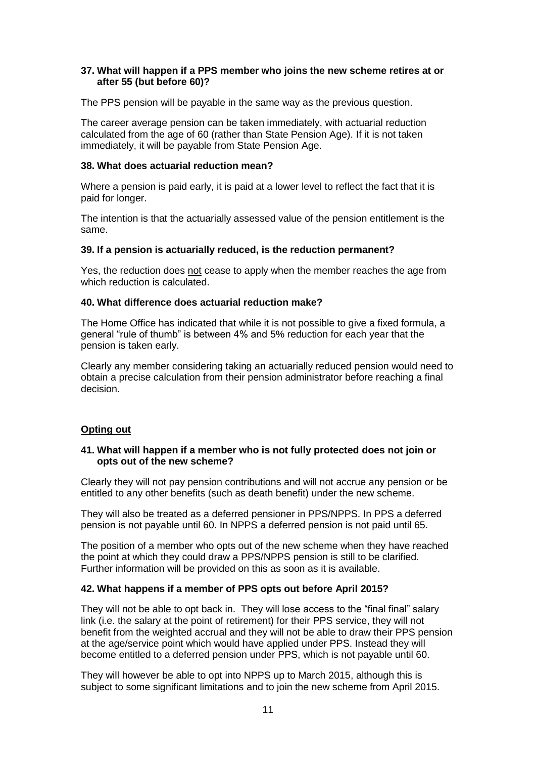### 37. What will happen if a PPS member who joins the new scheme retires at or after 55 (but before 60)?

The PPS pension will be payable in the same way as the previous question.

The career average pension can be taken immediately, with actuarial reduction calculated from the age of 60 (rather than State Pension Age). If it is not taken immediately, it will be payable from State Pension Age.

### 38. What does actuarial reduction mean?

Where a pension is paid early, it is paid at a lower level to reflect the fact that it is paid for longer.

The intention is that the actuarially assessed value of the pension entitlement is the same.

### 39. If a pension is actuarially reduced, is the reduction permanent?

Yes, the reduction does not cease to apply when the member reaches the age from which reduction is calculated.

### 40. What difference does actuarial reduction make?

The Home Office has indicated that while it is not possible to give a fixed formula, a general "rule of thumb" is between 4% and 5% reduction for each year that the pension is taken early.

Clearly any member considering taking an actuarially reduced pension would need to obtain a precise calculation from their pension administrator before reaching a final decision.

## Opting out

### 41. What will happen if a member who is not fully protected does not join or opts out of the new scheme?

Clearly they will not pay pension contributions and will not accrue any pension or be entitled to any other benefits (such as death benefit) under the new scheme.

They will also be treated as a deferred pensioner in PPS/NPPS. In PPS a deferred pension is not payable until 60. In NPPS a deferred pension is not paid until 65.

The position of a member who opts out of the new scheme when they have reached the point at which they could draw a PPS/NPPS pension is still to be clarified. Further information will be provided on this as soon as it is available.

### 42. What happens if a member of PPS opts out before April 2015?

They will not be able to opt back in. They will lose access to the "final final" salary link (i.e. the salary at the point of retirement) for their PPS service, they will not benefit from the weighted accrual and they will not be able to draw their PPS pension at the age/service point which would have applied under PPS. Instead they will become entitled to a deferred pension under PPS, which is not payable until 60.

They will however be able to opt into NPPS up to March 2015, although this is subject to some significant limitations and to join the new scheme from April 2015.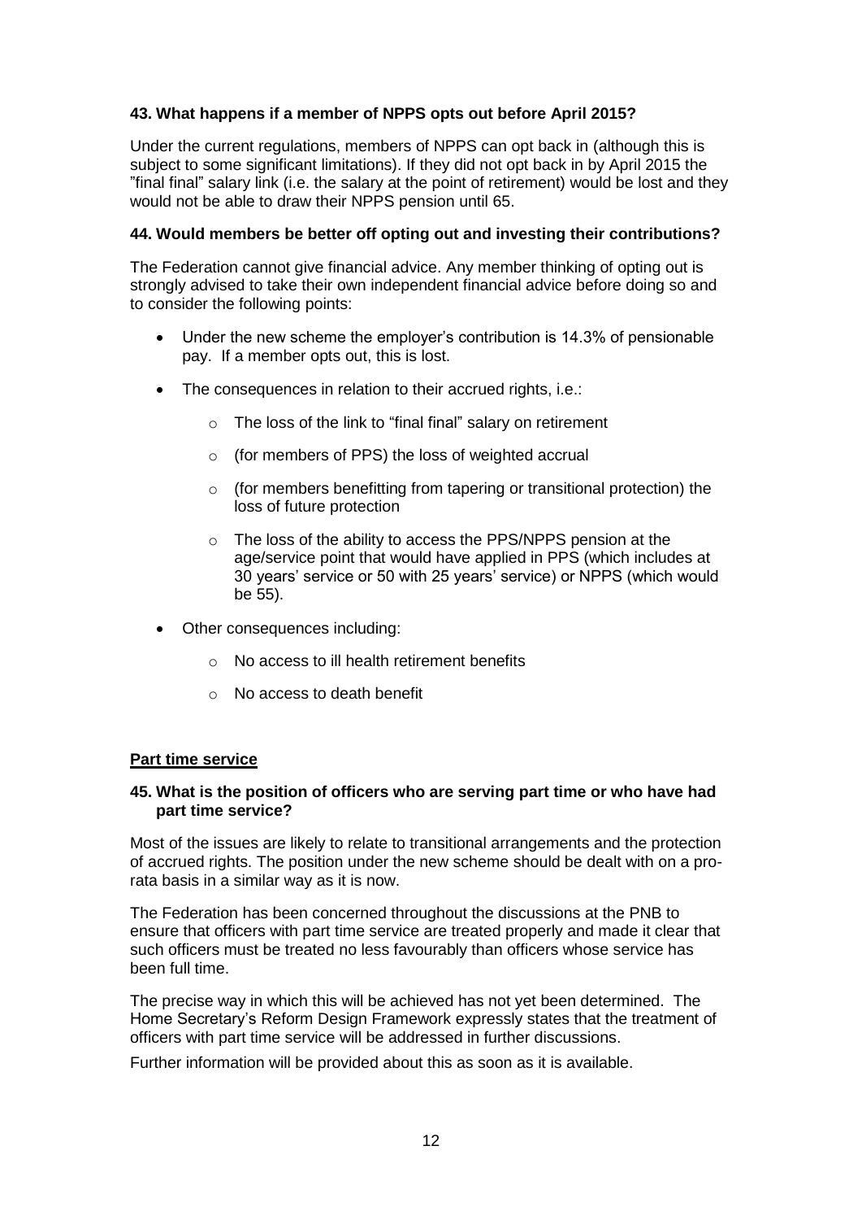### 43. What happens if a member of NPPS opts out before April 2015?

Under the current regulations, members of NPPS can opt back in (although this is subject to some significant limitations). If they did not opt back in by April 2015 the "final final" salary link (i.e. the salary at the point of retirement) would be lost and they would not be able to draw their NPPS pension until 65.

### 44. Would members be better off opting out and investing their contributions?

The Federation cannot give financial advice. Any member thinking of opting out is strongly advised to take their own independent financial advice before doing so and to consider the following points:

- Under the new scheme the employer's contribution is 14.3% of pensionable pay. If a member opts out, this is lost.
- The consequences in relation to their accrued rights, i.e.:
  - The loss of the link to "final final" salary on retirement
  - (for members of PPS) the loss of weighted accrual
  - (for members benefitting from tapering or transitional protection) the loss of future protection
  - The loss of the ability to access the PPS/NPPS pension at the age/service point that would have applied in PPS (which includes at 30 years' service or 50 with 25 years' service) or NPPS (which would be 55).
- Other consequences including:
  - No access to ill health retirement benefits
  - No access to death benefit

## Part time service

### 45. What is the position of officers who are serving part time or who have had part time service?

Most of the issues are likely to relate to transitional arrangements and the protection of accrued rights. The position under the new scheme should be dealt with on a pro-rata basis in a similar way as it is now.

The Federation has been concerned throughout the discussions at the PNB to ensure that officers with part time service are treated properly and made it clear that such officers must be treated no less favourably than officers whose service has been full time.

The precise way in which this will be achieved has not yet been determined. The Home Secretary's Reform Design Framework expressly states that the treatment of officers with part time service will be addressed in further discussions.

Further information will be provided about this as soon as it is available.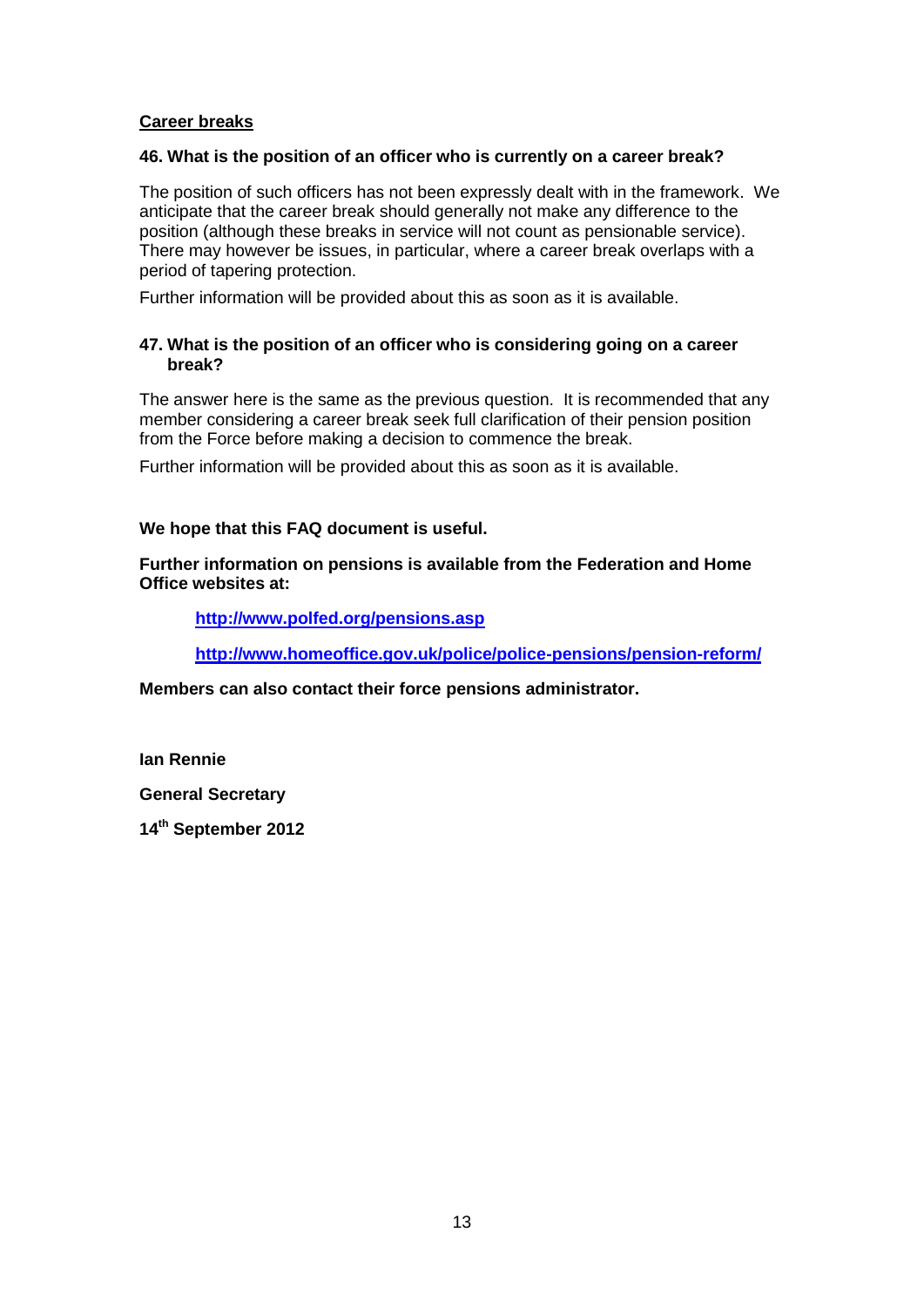## Career breaks

### 46. What is the position of an officer who is currently on a career break?

The position of such officers has not been expressly dealt with in the framework. We anticipate that the career break should generally not make any difference to the position (although these breaks in service will not count as pensionable service). There may however be issues, in particular, where a career break overlaps with a period of tapering protection.

Further information will be provided about this as soon as it is available.

### 47. What is the position of an officer who is considering going on a career break?

The answer here is the same as the previous question. It is recommended that any member considering a career break seek full clarification of their pension position from the Force before making a decision to commence the break.

Further information will be provided about this as soon as it is available.

**We hope that this FAQ document is useful.**

**Further information on pensions is available from the Federation and Home Office websites at:**

> **http://www.polfed.org/pensions.asp**
>
> **http://www.homeoffice.gov.uk/police/police-pensions/pension-reform/**

**Members can also contact their force pensions administrator.**

**Ian Rennie**

**General Secretary**

**14th September 2012**